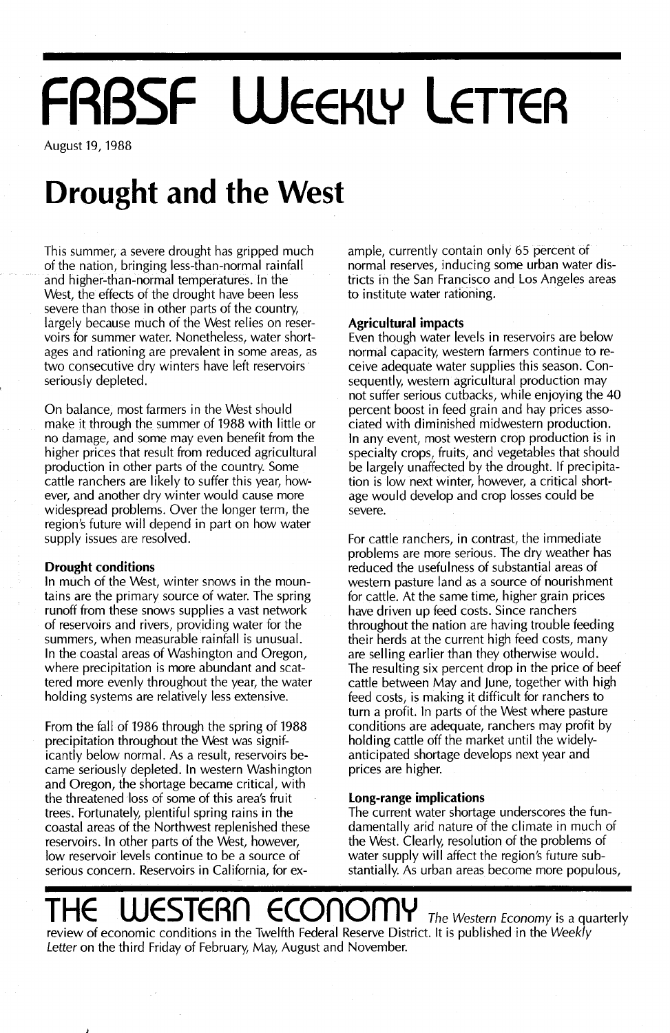# FRBSF Weekly Letter

August 19, 1988

# Drought and the West

This summer, a severe drought has gripped much of the nation, bringing less-than-normal rainfall and higher-than-normal temperatures. In the West, the effects of the drought have been less severe than those in other parts of the country, largely because much of the West relies on reservoirs for summer water. Nonetheless, water shortages and rationing are prevalent in some areas, as two consecutive dry winters have left reservoirs seriously depleted.

On balance, most farmers in the West should make it through the summer of 1988 with little or no damage, and some may even benefit from the higher prices that result from reduced agricultural production in other parts of the country. Some cattle ranchers are likely to suffer this year, however, and another dry winter would cause more widespread problems. Over the longer term, the region's future will depend in part on how water supply issues are resolved.

**Drought conditions**

In much of the West, winter snows in the mountains are the primary source of water. The spring runoff from these snows supplies a vast network of reservoirs and rivers, providing water for the summers, when measurable rainfall is unusual. In the coastal areas of Washington and Oregon, where precipitation is more abundant and scattered more evenly throughout the year, the water holding systems are relatively less extensive.

From the fall of 1986 through the spring of 1988 precipitation throughout the West was significantly below normal. As a result, reservoirs became seriously depleted. In western Washington and Oregon, the shortage became critical, with the threatened loss of some of this area's fruit trees. Fortunately, plentiful spring rains in the coastal areas of the Northwest replenished these reservoirs. In other parts of the West, however, low reservoir levels continue to be a source of serious concern. Reservoirs in California, for example, currently contain only 65 percent of normal reserves, inducing some urban water districts in the San Francisco and Los Angeles areas to institute water rationing.

**Agricultural impacts**

Even though water levels in reservoirs are below normal capacity, western farmers continue to receive adequate water supplies this season. Consequently, western agricultural production may not suffer serious cutbacks, while enjoying the 40 percent boost in feed grain and hay prices associated with diminished midwestern production. In any event, most western crop production is in specialty crops, fruits, and vegetables that should be largely unaffected by the drought. If precipitation is low next winter, however, a critical shortage would develop and crop losses could be severe.

For cattle ranchers, in contrast, the immediate problems are more serious. The dry weather has reduced the usefulness of substantial areas of western pasture land as a source of nourishment for cattle. At the same time, higher grain prices have driven up feed costs. Since ranchers throughout the nation are having trouble feeding their herds at the current high feed costs, many are selling earlier than they otherwise would. The resulting six percent drop in the price of beef cattle between May and June, together with high feed costs, is making it difficult for ranchers to turn a profit. In parts of the West where pasture conditions are adequate, ranchers may profit by holding cattle off the market until the widely-anticipated shortage develops next year and prices are higher.

**Long-range implications**

The current water shortage underscores the fundamentally arid nature of the climate in much of the West. Clearly, resolution of the problems of water supply will affect the region's future substantially. As urban areas become more populous,

## THE WESTERN ECONOMY

*The Western Economy* is a quarterly review of economic conditions in the Twelfth Federal Reserve District. It is published in the *Weekly Letter* on the third Friday of February, May, August and November.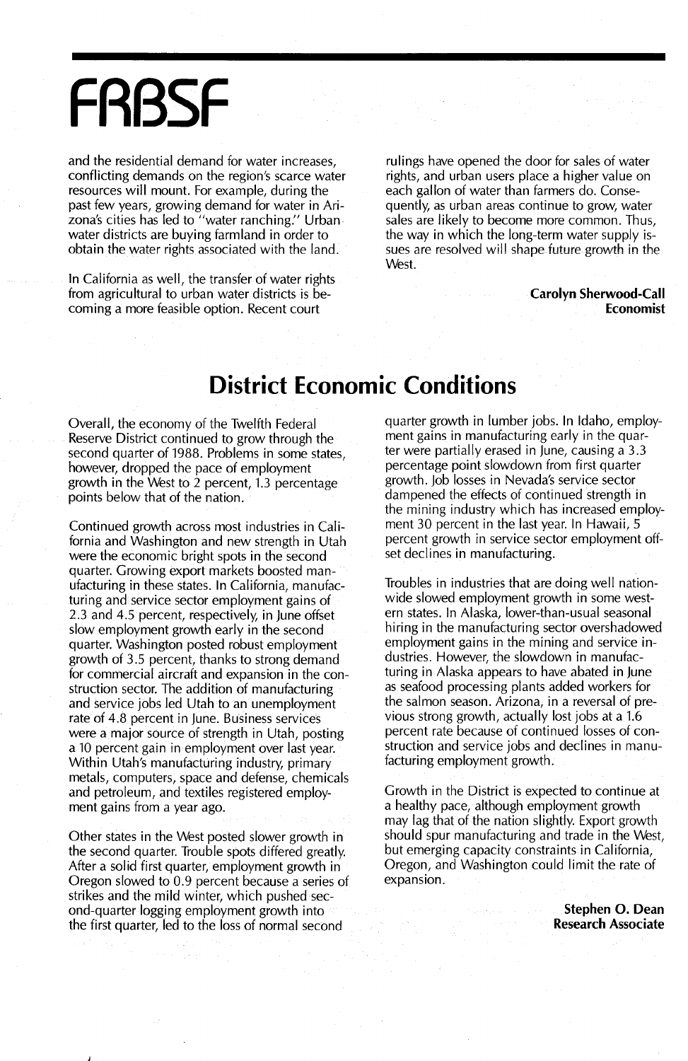and the residential demand for water increases, conflicting demands on the region's scarce water resources will mount. For example, during the past few years, growing demand for water in Arizona's cities has led to "water ranching." Urban water districts are buying farmland in order to obtain the water rights associated with the land.

In California as well, the transfer of water rights from agricultural to urban water districts is becoming a more feasible option. Recent court rulings have opened the door for sales of water rights, and urban users place a higher value on each gallon of water than farmers do. Consequently, as urban areas continue to grow, water sales are likely to become more common. Thus, the way in which the long-term water supply issues are resolved will shape future growth in the West.

**Carolyn Sherwood-Call**
**Economist**

## District Economic Conditions

Overall, the economy of the Twelfth Federal Reserve District continued to grow through the second quarter of 1988. Problems in some states, however, dropped the pace of employment growth in the West to 2 percent, 1.3 percentage points below that of the nation.

Continued growth across most industries in California and Washington and new strength in Utah were the economic bright spots in the second quarter. Growing export markets boosted manufacturing in these states. In California, manufacturing and service sector employment gains of 2.3 and 4.5 percent, respectively, in June offset slow employment growth early in the second quarter. Washington posted robust employment growth of 3.5 percent, thanks to strong demand for commercial aircraft and expansion in the construction sector. The addition of manufacturing and service jobs led Utah to an unemployment rate of 4.8 percent in June. Business services were a major source of strength in Utah, posting a 10 percent gain in employment over last year. Within Utah's manufacturing industry, primary metals, computers, space and defense, chemicals and petroleum, and textiles registered employment gains from a year ago.

Other states in the West posted slower growth in the second quarter. Trouble spots differed greatly. After a solid first quarter, employment growth in Oregon slowed to 0.9 percent because a series of strikes and the mild winter, which pushed second-quarter logging employment growth into the first quarter, led to the loss of normal second quarter growth in lumber jobs. In Idaho, employment gains in manufacturing early in the quarter were partially erased in June, causing a 3.3 percentage point slowdown from first quarter growth. Job losses in Nevada's service sector dampened the effects of continued strength in the mining industry which has increased employment 30 percent in the last year. In Hawaii, 5 percent growth in service sector employment offset declines in manufacturing.

Troubles in industries that are doing well nationwide slowed employment growth in some western states. In Alaska, lower-than-usual seasonal hiring in the manufacturing sector overshadowed employment gains in the mining and service industries. However, the slowdown in manufacturing in Alaska appears to have abated in June as seafood processing plants added workers for the salmon season. Arizona, in a reversal of previous strong growth, actually lost jobs at a 1.6 percent rate because of continued losses of construction and service jobs and declines in manufacturing employment growth.

Growth in the District is expected to continue at a healthy pace, although employment growth may lag that of the nation slightly. Export growth should spur manufacturing and trade in the West, but emerging capacity constraints in California, Oregon, and Washington could limit the rate of expansion.

**Stephen O. Dean**
**Research Associate**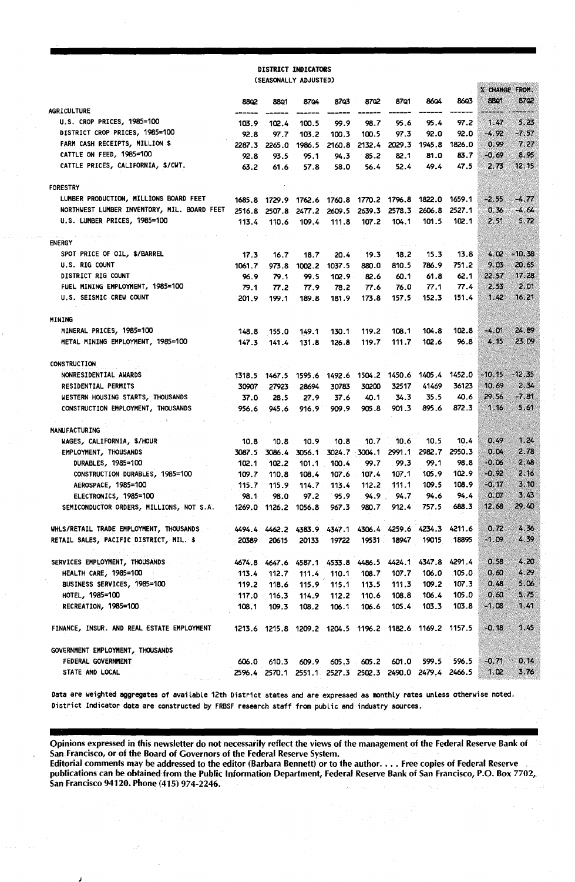**DISTRICT INDICATORS**
**(SEASONALLY ADJUSTED)**

| | 88Q2 | 88Q1 | 87Q4 | 87Q3 | 87Q2 | 87Q1 | 86Q4 | 86Q3 | % CHANGE FROM: 88Q1 | 87Q2 |
|---|---|---|---|---|---|---|---|---|---|---|
| **AGRICULTURE** | | | | | | | | | | |
| U.S. CROP PRICES, 1985=100 | 103.9 | 102.4 | 100.5 | 99.9 | 98.7 | 95.6 | 95.4 | 97.2 | 1.47 | 5.23 |
| DISTRICT CROP PRICES, 1985=100 | 92.8 | 97.7 | 103.2 | 100.3 | 100.5 | 97.3 | 92.0 | 92.0 | -4.92 | -7.57 |
| FARM CASH RECEIPTS, MILLION $ | 2287.3 | 2265.0 | 1986.5 | 2160.8 | 2132.4 | 2029.3 | 1945.8 | 1826.0 | 0.99 | 7.27 |
| CATTLE ON FEED, 1985=100 | 92.8 | 93.5 | 95.1 | 94.3 | 85.2 | 82.1 | 81.0 | 83.7 | -0.69 | 8.95 |
| CATTLE PRICES, CALIFORNIA, $/CWT. | 63.2 | 61.6 | 57.8 | 58.0 | 56.4 | 52.4 | 49.4 | 47.5 | 2.73 | 12.15 |
| **FORESTRY** | | | | | | | | | | |
| LUMBER PRODUCTION, MILLIONS BOARD FEET | 1685.8 | 1729.9 | 1762.6 | 1760.8 | 1770.2 | 1796.8 | 1822.0 | 1659.1 | -2.55 | -4.77 |
| NORTHWEST LUMBER INVENTORY, MIL. BOARD FEET | 2516.8 | 2507.8 | 2477.2 | 2609.5 | 2639.3 | 2578.3 | 2606.8 | 2527.1 | 0.36 | -4.64 |
| U.S. LUMBER PRICES, 1985=100 | 113.4 | 110.6 | 109.4 | 111.8 | 107.2 | 104.1 | 101.5 | 102.1 | 2.51 | 5.72 |
| **ENERGY** | | | | | | | | | | |
| SPOT PRICE OF OIL, $/BARREL | 17.3 | 16.7 | 18.7 | 20.4 | 19.3 | 18.2 | 15.3 | 13.8 | 4.02 | -10.38 |
| U.S. RIG COUNT | 1061.7 | 973.8 | 1002.2 | 1037.5 | 880.0 | 810.5 | 786.9 | 751.2 | 9.03 | 20.65 |
| DISTRICT RIG COUNT | 96.9 | 79.1 | 99.5 | 102.9 | 82.6 | 60.1 | 61.8 | 62.1 | 22.57 | 17.28 |
| FUEL MINING EMPLOYMENT, 1985=100 | 79.1 | 77.2 | 77.9 | 78.2 | 77.6 | 76.0 | 77.1 | 77.4 | 2.53 | 2.01 |
| U.S. SEISMIC CREW COUNT | 201.9 | 199.1 | 189.8 | 181.9 | 173.8 | 157.5 | 152.3 | 151.4 | 1.42 | 16.21 |
| **MINING** | | | | | | | | | | |
| MINERAL PRICES, 1985=100 | 148.8 | 155.0 | 149.1 | 130.1 | 119.2 | 108.1 | 104.8 | 102.8 | -4.01 | 24.89 |
| METAL MINING EMPLOYMENT, 1985=100 | 147.3 | 141.4 | 131.8 | 126.8 | 119.7 | 111.7 | 102.6 | 96.8 | 4.15 | 23.09 |
| **CONSTRUCTION** | | | | | | | | | | |
| NONRESIDENTIAL AWARDS | 1318.5 | 1467.5 | 1595.6 | 1492.6 | 1504.2 | 1450.6 | 1405.4 | 1452.0 | -10.15 | -12.35 |
| RESIDENTIAL PERMITS | 30907 | 27923 | 28694 | 30783 | 30200 | 32517 | 41469 | 36123 | 10.69 | 2.34 |
| WESTERN HOUSING STARTS, THOUSANDS | 37.0 | 28.5 | 27.9 | 37.6 | 40.1 | 34.3 | 35.5 | 40.6 | 29.56 | -7.81 |
| CONSTRUCTION EMPLOYMENT, THOUSANDS | 956.6 | 945.6 | 916.9 | 909.9 | 905.8 | 901.3 | 895.6 | 872.3 | 1.16 | 5.61 |
| **MANUFACTURING** | | | | | | | | | | |
| WAGES, CALIFORNIA, $/HOUR | 10.8 | 10.8 | 10.9 | 10.8 | 10.7 | 10.6 | 10.5 | 10.4 | 0.49 | 1.24 |
| EMPLOYMENT, THOUSANDS | 3087.5 | 3086.4 | 3056.1 | 3024.7 | 3004.1 | 2991.1 | 2982.7 | 2950.3 | 0.04 | 2.78 |
| DURABLES, 1985=100 | 102.1 | 102.2 | 101.1 | 100.4 | 99.7 | 99.3 | 99.1 | 98.8 | -0.06 | 2.48 |
| CONSTRUCTION DURABLES, 1985=100 | 109.7 | 110.8 | 108.4 | 107.6 | 107.4 | 107.1 | 105.9 | 102.9 | -0.92 | 2.16 |
| AEROSPACE, 1985=100 | 115.7 | 115.9 | 114.7 | 113.4 | 112.2 | 111.1 | 109.5 | 108.9 | -0.17 | 3.10 |
| ELECTRONICS, 1985=100 | 98.1 | 98.0 | 97.2 | 95.9 | 94.9 | 94.7 | 94.6 | 94.4 | 0.07 | 3.43 |
| SEMICONDUCTOR ORDERS, MILLIONS, NOT S.A. | 1269.0 | 1126.2 | 1056.8 | 967.3 | 980.7 | 912.4 | 757.5 | 688.3 | 12.68 | 29.40 |
| WHLS/RETAIL TRADE EMPLOYMENT, THOUSANDS | 4494.4 | 4462.2 | 4383.9 | 4347.1 | 4306.4 | 4259.6 | 4234.3 | 4211.6 | 0.72 | 4.36 |
| RETAIL SALES, PACIFIC DISTRICT, MIL. $ | 20389 | 20615 | 20133 | 19722 | 19531 | 18947 | 19015 | 18895 | -1.09 | 4.39 |
| SERVICES EMPLOYMENT, THOUSANDS | 4674.8 | 4647.6 | 4587.1 | 4533.8 | 4486.5 | 4424.1 | 4347.8 | 4291.4 | 0.58 | 4.20 |
| HEALTH CARE, 1985=100 | 113.4 | 112.7 | 111.4 | 110.1 | 108.7 | 107.7 | 106.0 | 105.0 | 0.60 | 4.29 |
| BUSINESS SERVICES, 1985=100 | 119.2 | 118.6 | 115.9 | 115.1 | 113.5 | 111.3 | 109.2 | 107.3 | 0.48 | 5.06 |
| HOTEL, 1985=100 | 117.0 | 116.3 | 114.9 | 112.2 | 110.6 | 108.8 | 106.4 | 105.0 | 0.60 | 5.75 |
| RECREATION, 1985=100 | 108.1 | 109.3 | 108.2 | 106.1 | 106.6 | 105.4 | 103.3 | 103.8 | -1.08 | 1.41 |
| FINANCE, INSUR. AND REAL ESTATE EMPLOYMENT | 1213.6 | 1215.8 | 1209.2 | 1204.5 | 1196.2 | 1182.6 | 1169.2 | 1157.5 | -0.18 | 1.45 |
| GOVERNMENT EMPLOYMENT, THOUSANDS | | | | | | | | | | |
| FEDERAL GOVERNMENT | 606.0 | 610.3 | 609.9 | 605.3 | 605.2 | 601.0 | 599.5 | 596.5 | -0.71 | 0.14 |
| STATE AND LOCAL | 2596.4 | 2570.1 | 2551.1 | 2527.3 | 2502.3 | 2490.0 | 2479.4 | 2466.5 | 1.02 | 3.76 |

Data are weighted aggregates of available 12th District states and are expressed as monthly rates unless otherwise noted. District Indicator data are constructed by FRBSF research staff from public and industry sources.

**Opinions expressed in this newsletter do not necessarily reflect the views of the management of the Federal Reserve Bank of San Francisco, or of the Board of Governors of the Federal Reserve System.**
**Editorial comments may be addressed to the editor (Barbara Bennett) or to the author. . . . Free copies of Federal Reserve publications can be obtained from the Public Information Department, Federal Reserve Bank of San Francisco, P.O. Box 7702, San Francisco 94120. Phone (415) 974-2246.**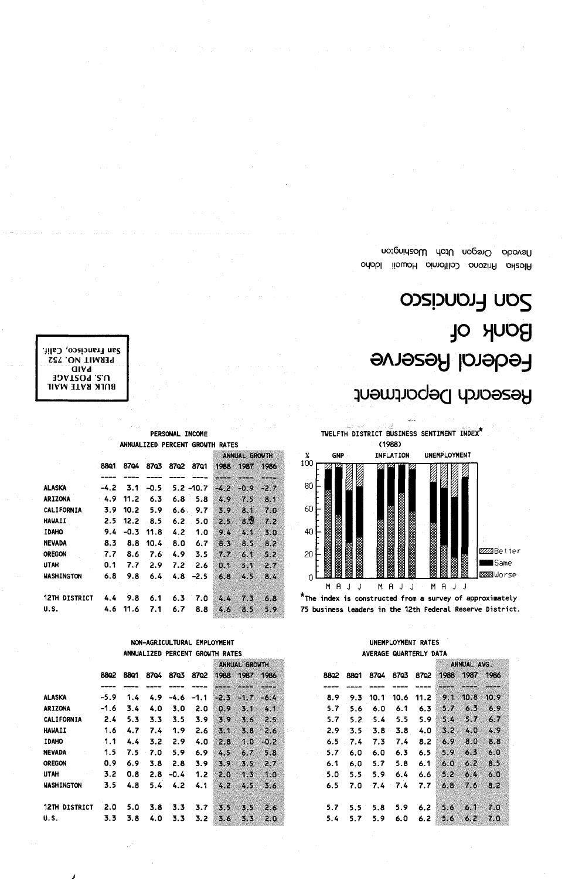# Research Department

# Federal Reserve Bank of San Francisco

Alaska Arizona California Hawaii Idaho
Nevada Oregon Utah Washington

BULK RATE MAIL
U.S. POSTAGE
PAID
PERMIT NO. 752
San Francisco, Calif.

TWELFTH DISTRICT BUSINESS SENTIMENT INDEX*
(1988)

%
100
80
60
40
20
0

GNP INFLATION UNEMPLOYMENT

M A J J M A J J M A J J

Better
Same
Worse

*The index is constructed from a survey of approximately 75 business leaders in the 12th Federal Reserve District.

PERSONAL INCOME
ANNUALIZED PERCENT GROWTH RATES

| | 88Q1 | 87Q4 | 87Q3 | 87Q2 | 87Q1 | ANNUAL GROWTH 1988 | 1987 | 1986 |
|---|---|---|---|---|---|---|---|---|
| ALASKA | -4.2 | 3.1 | -0.5 | 5.2 | -10.7 | -4.2 | -0.9 | -2.7 |
| ARIZONA | 4.9 | 11.2 | 6.3 | 6.8 | 5.8 | 4.9 | 7.5 | 8.1 |
| CALIFORNIA | 3.9 | 10.2 | 5.9 | 6.6 | 9.7 | 3.9 | 8.1 | 7.0 |
| HAWAII | 2.5 | 12.2 | 8.5 | 6.2 | 5.0 | 2.5 | 8.0 | 7.2 |
| IDAHO | 9.4 | -0.3 | 11.8 | 4.2 | 1.0 | 9.4 | 4.1 | 3.0 |
| NEVADA | 8.3 | 8.8 | 10.4 | 8.0 | 6.7 | 8.3 | 8.5 | 8.2 |
| OREGON | 7.7 | 8.6 | 7.6 | 4.9 | 3.5 | 7.7 | 6.1 | 5.2 |
| UTAH | 0.1 | 7.7 | 2.9 | 7.2 | 2.6 | 0.1 | 5.1 | 2.7 |
| WASHINGTON | 6.8 | 9.8 | 6.4 | 4.8 | -2.5 | 6.8 | 4.5 | 8.4 |
| 12TH DISTRICT | 4.4 | 9.8 | 6.1 | 6.3 | 7.0 | 4.4 | 7.3 | 6.8 |
| U.S. | 4.6 | 11.6 | 7.1 | 6.7 | 8.8 | 4.6 | 8.5 | 5.9 |

NON-AGRICULTURAL EMPLOYMENT
ANNUALIZED PERCENT GROWTH RATES

| | 88Q2 | 88Q1 | 87Q4 | 87Q3 | 87Q2 | ANNUAL GROWTH 1988 | 1987 | 1986 |
|---|---|---|---|---|---|---|---|---|
| ALASKA | -5.9 | 1.4 | 4.9 | -4.6 | -1.1 | -2.3 | -1.7 | -6.4 |
| ARIZONA | -1.6 | 3.4 | 4.0 | 3.0 | 2.0 | 0.9 | 3.1 | 4.1 |
| CALIFORNIA | 2.4 | 5.3 | 3.3 | 3.5 | 3.9 | 3.9 | 3.6 | 2.5 |
| HAWAII | 1.6 | 4.7 | 7.4 | 1.9 | 2.6 | 3.1 | 3.8 | 2.6 |
| IDAHO | 1.1 | 4.4 | 3.2 | 2.9 | 4.0 | 2.8 | 1.0 | -0.2 |
| NEVADA | 1.5 | 7.5 | 7.0 | 5.9 | 6.9 | 4.5 | 6.7 | 5.8 |
| OREGON | 0.9 | 6.9 | 3.8 | 2.8 | 3.9 | 3.9 | 3.5 | 2.7 |
| UTAH | 3.2 | 0.8 | 2.8 | -0.4 | 1.2 | 2.0 | 1.3 | 1.0 |
| WASHINGTON | 3.5 | 4.8 | 5.4 | 4.2 | 4.1 | 4.2 | 4.5 | 3.6 |
| 12TH DISTRICT | 2.0 | 5.0 | 3.8 | 3.3 | 3.7 | 3.5 | 3.5 | 2.6 |
| U.S. | 3.3 | 3.8 | 4.0 | 3.3 | 3.2 | 3.6 | 3.3 | 2.0 |

UNEMPLOYMENT RATES
AVERAGE QUARTERLY DATA

| | 88Q2 | 88Q1 | 87Q4 | 87Q3 | 87Q2 | ANNUAL AVG. 1988 | 1987 | 1986 |
|---|---|---|---|---|---|---|---|---|
| ALASKA | 8.9 | 9.3 | 10.1 | 10.6 | 11.2 | 9.1 | 10.8 | 10.9 |
| ARIZONA | 5.7 | 5.6 | 6.0 | 6.1 | 6.3 | 5.7 | 6.3 | 6.9 |
| CALIFORNIA | 5.7 | 5.2 | 5.4 | 5.5 | 5.9 | 5.4 | 5.7 | 6.7 |
| HAWAII | 2.9 | 3.5 | 3.8 | 3.8 | 4.0 | 3.2 | 4.0 | 4.9 |
| IDAHO | 6.5 | 7.4 | 7.3 | 7.4 | 8.2 | 6.9 | 8.0 | 8.8 |
| NEVADA | 5.7 | 6.0 | 6.0 | 6.3 | 6.5 | 5.9 | 6.3 | 6.0 |
| OREGON | 6.1 | 6.0 | 5.7 | 5.8 | 6.1 | 6.0 | 6.2 | 8.5 |
| UTAH | 5.0 | 5.5 | 5.9 | 6.4 | 6.6 | 5.2 | 6.4 | 6.0 |
| WASHINGTON | 6.5 | 7.0 | 7.4 | 7.4 | 7.7 | 6.8 | 7.6 | 8.2 |
| 12TH DISTRICT | 5.7 | 5.5 | 5.8 | 5.9 | 6.2 | 5.6 | 6.1 | 7.0 |
| U.S. | 5.4 | 5.7 | 5.9 | 6.0 | 6.2 | 5.6 | 6.2 | 7.0 |